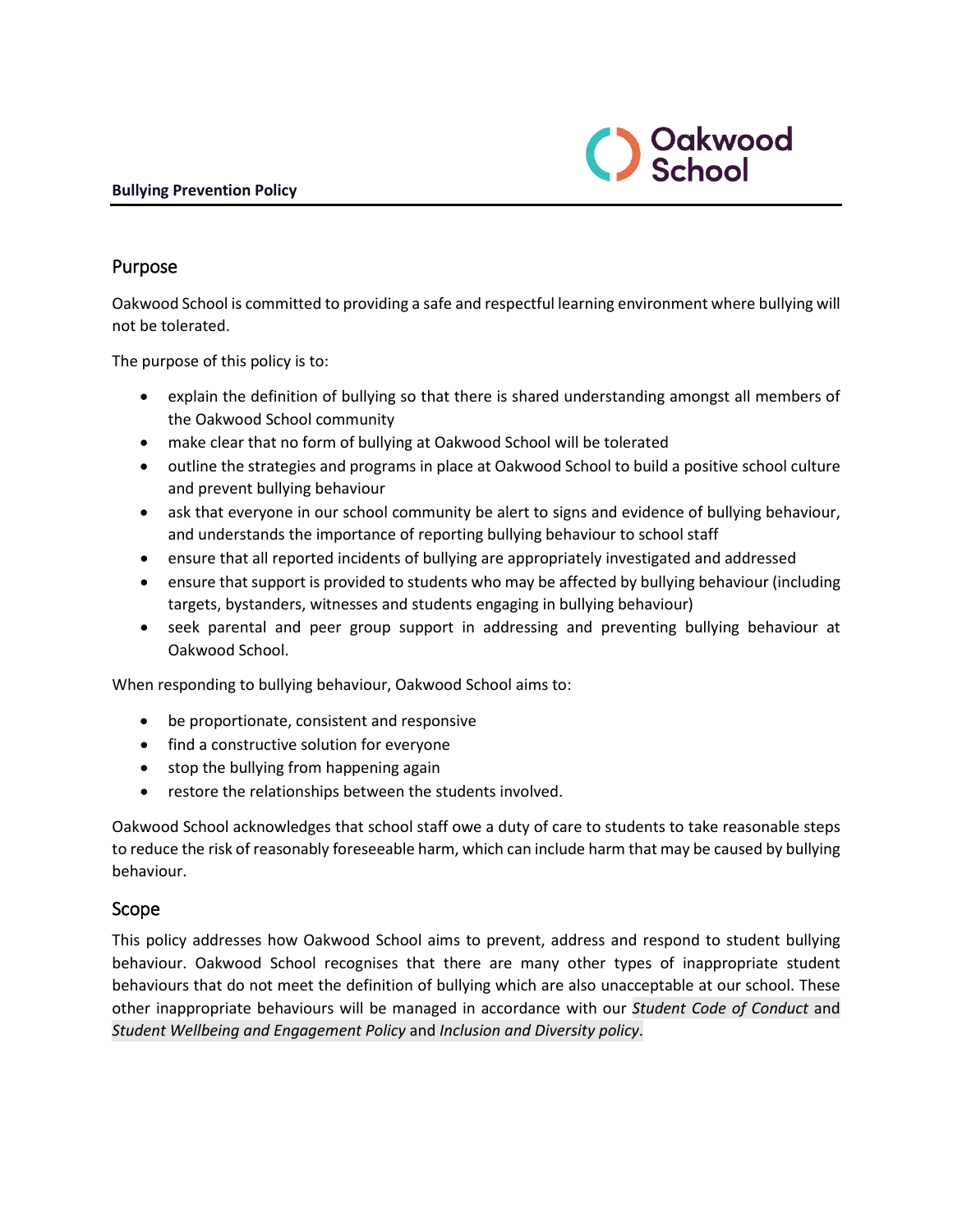**Bullying Prevention Policy**

## Purpose

Oakwood School is committed to providing a safe and respectful learning environment where bullying will not be tolerated.

The purpose of this policy is to:

- explain the definition of bullying so that there is shared understanding amongst all members of the Oakwood School community
- make clear that no form of bullying at Oakwood School will be tolerated
- outline the strategies and programs in place at Oakwood School to build a positive school culture and prevent bullying behaviour
- ask that everyone in our school community be alert to signs and evidence of bullying behaviour, and understands the importance of reporting bullying behaviour to school staff
- ensure that all reported incidents of bullying are appropriately investigated and addressed
- ensure that support is provided to students who may be affected by bullying behaviour (including targets, bystanders, witnesses and students engaging in bullying behaviour)
- seek parental and peer group support in addressing and preventing bullying behaviour at Oakwood School.

When responding to bullying behaviour, Oakwood School aims to:

- be proportionate, consistent and responsive
- find a constructive solution for everyone
- stop the bullying from happening again
- restore the relationships between the students involved.

Oakwood School acknowledges that school staff owe a duty of care to students to take reasonable steps to reduce the risk of reasonably foreseeable harm, which can include harm that may be caused by bullying behaviour.

## Scope

This policy addresses how Oakwood School aims to prevent, address and respond to student bullying behaviour. Oakwood School recognises that there are many other types of inappropriate student behaviours that do not meet the definition of bullying which are also unacceptable at our school. These other inappropriate behaviours will be managed in accordance with our *Student Code of Conduct* and *Student Wellbeing and Engagement Policy* and *Inclusion and Diversity policy*.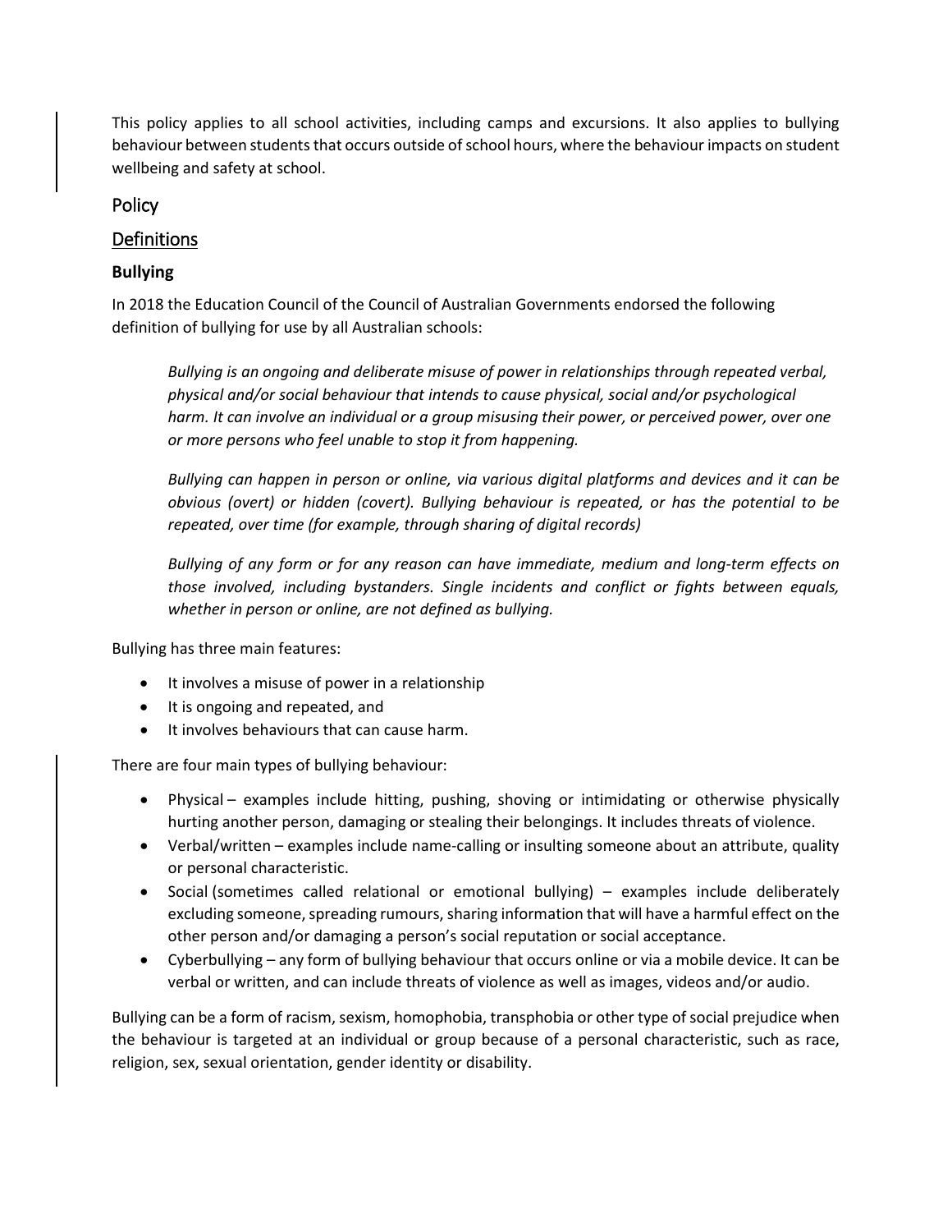This policy applies to all school activities, including camps and excursions. It also applies to bullying behaviour between students that occurs outside of school hours, where the behaviour impacts on student wellbeing and safety at school.

## Policy

### Definitions

#### Bullying

In 2018 the Education Council of the Council of Australian Governments endorsed the following definition of bullying for use by all Australian schools:

> *Bullying is an ongoing and deliberate misuse of power in relationships through repeated verbal, physical and/or social behaviour that intends to cause physical, social and/or psychological harm. It can involve an individual or a group misusing their power, or perceived power, over one or more persons who feel unable to stop it from happening.*
>
> *Bullying can happen in person or online, via various digital platforms and devices and it can be obvious (overt) or hidden (covert). Bullying behaviour is repeated, or has the potential to be repeated, over time (for example, through sharing of digital records)*
>
> *Bullying of any form or for any reason can have immediate, medium and long-term effects on those involved, including bystanders. Single incidents and conflict or fights between equals, whether in person or online, are not defined as bullying.*

Bullying has three main features:

- It involves a misuse of power in a relationship
- It is ongoing and repeated, and
- It involves behaviours that can cause harm.

There are four main types of bullying behaviour:

- Physical – examples include hitting, pushing, shoving or intimidating or otherwise physically hurting another person, damaging or stealing their belongings. It includes threats of violence.
- Verbal/written – examples include name-calling or insulting someone about an attribute, quality or personal characteristic.
- Social (sometimes called relational or emotional bullying) – examples include deliberately excluding someone, spreading rumours, sharing information that will have a harmful effect on the other person and/or damaging a person's social reputation or social acceptance.
- Cyberbullying – any form of bullying behaviour that occurs online or via a mobile device. It can be verbal or written, and can include threats of violence as well as images, videos and/or audio.

Bullying can be a form of racism, sexism, homophobia, transphobia or other type of social prejudice when the behaviour is targeted at an individual or group because of a personal characteristic, such as race, religion, sex, sexual orientation, gender identity or disability.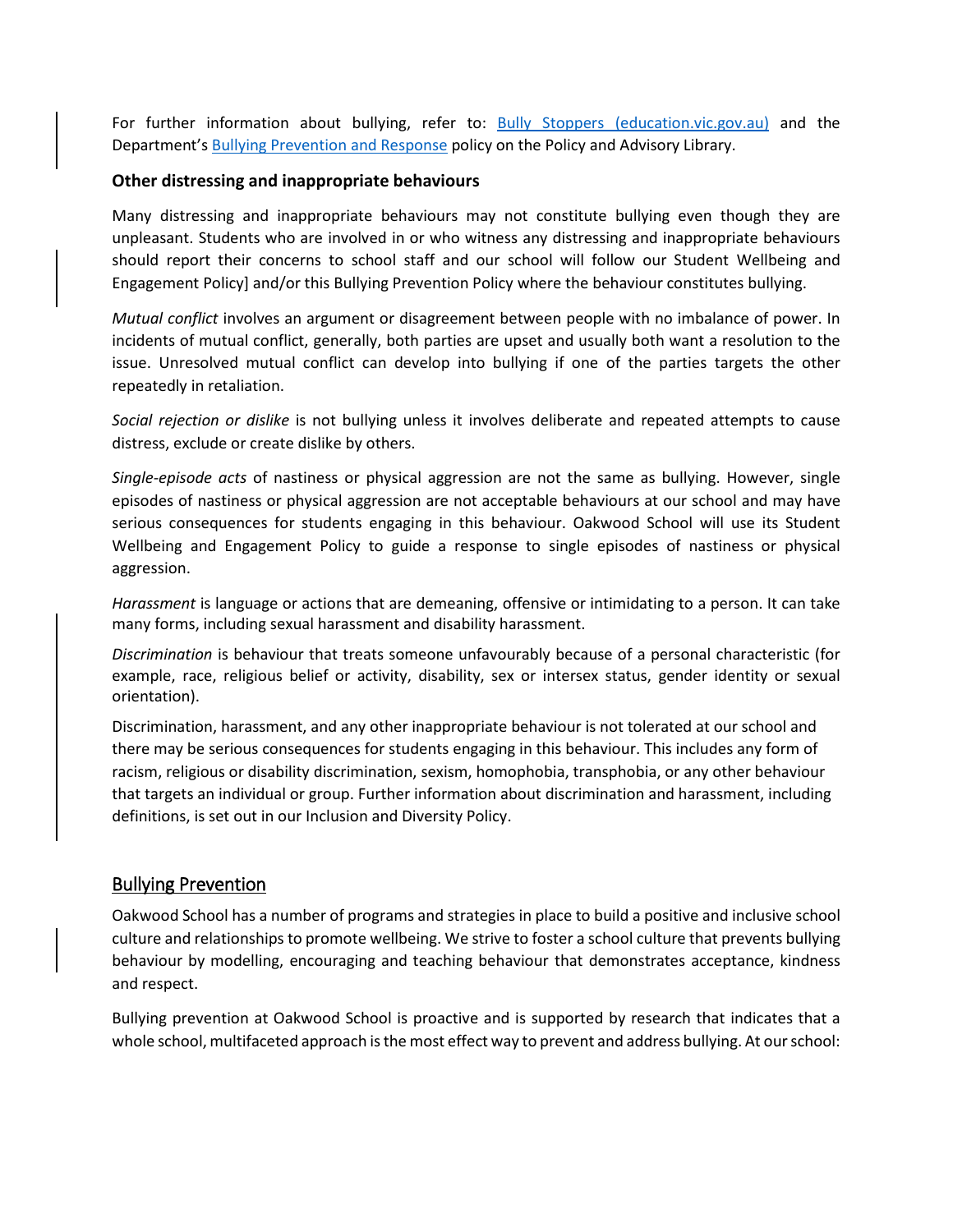For further information about bullying, refer to: [Bully Stoppers (education.vic.gov.au)]() and the Department's [Bullying Prevention and Response]() policy on the Policy and Advisory Library.

### Other distressing and inappropriate behaviours

Many distressing and inappropriate behaviours may not constitute bullying even though they are unpleasant. Students who are involved in or who witness any distressing and inappropriate behaviours should report their concerns to school staff and our school will follow our Student Wellbeing and Engagement Policy] and/or this Bullying Prevention Policy where the behaviour constitutes bullying.

*Mutual conflict* involves an argument or disagreement between people with no imbalance of power. In incidents of mutual conflict, generally, both parties are upset and usually both want a resolution to the issue. Unresolved mutual conflict can develop into bullying if one of the parties targets the other repeatedly in retaliation.

*Social rejection or dislike* is not bullying unless it involves deliberate and repeated attempts to cause distress, exclude or create dislike by others.

*Single-episode acts* of nastiness or physical aggression are not the same as bullying. However, single episodes of nastiness or physical aggression are not acceptable behaviours at our school and may have serious consequences for students engaging in this behaviour. Oakwood School will use its Student Wellbeing and Engagement Policy to guide a response to single episodes of nastiness or physical aggression.

*Harassment* is language or actions that are demeaning, offensive or intimidating to a person. It can take many forms, including sexual harassment and disability harassment.

*Discrimination* is behaviour that treats someone unfavourably because of a personal characteristic (for example, race, religious belief or activity, disability, sex or intersex status, gender identity or sexual orientation).

Discrimination, harassment, and any other inappropriate behaviour is not tolerated at our school and there may be serious consequences for students engaging in this behaviour. This includes any form of racism, religious or disability discrimination, sexism, homophobia, transphobia, or any other behaviour that targets an individual or group. Further information about discrimination and harassment, including definitions, is set out in our Inclusion and Diversity Policy.

## Bullying Prevention

Oakwood School has a number of programs and strategies in place to build a positive and inclusive school culture and relationships to promote wellbeing. We strive to foster a school culture that prevents bullying behaviour by modelling, encouraging and teaching behaviour that demonstrates acceptance, kindness and respect.

Bullying prevention at Oakwood School is proactive and is supported by research that indicates that a whole school, multifaceted approach is the most effect way to prevent and address bullying. At our school: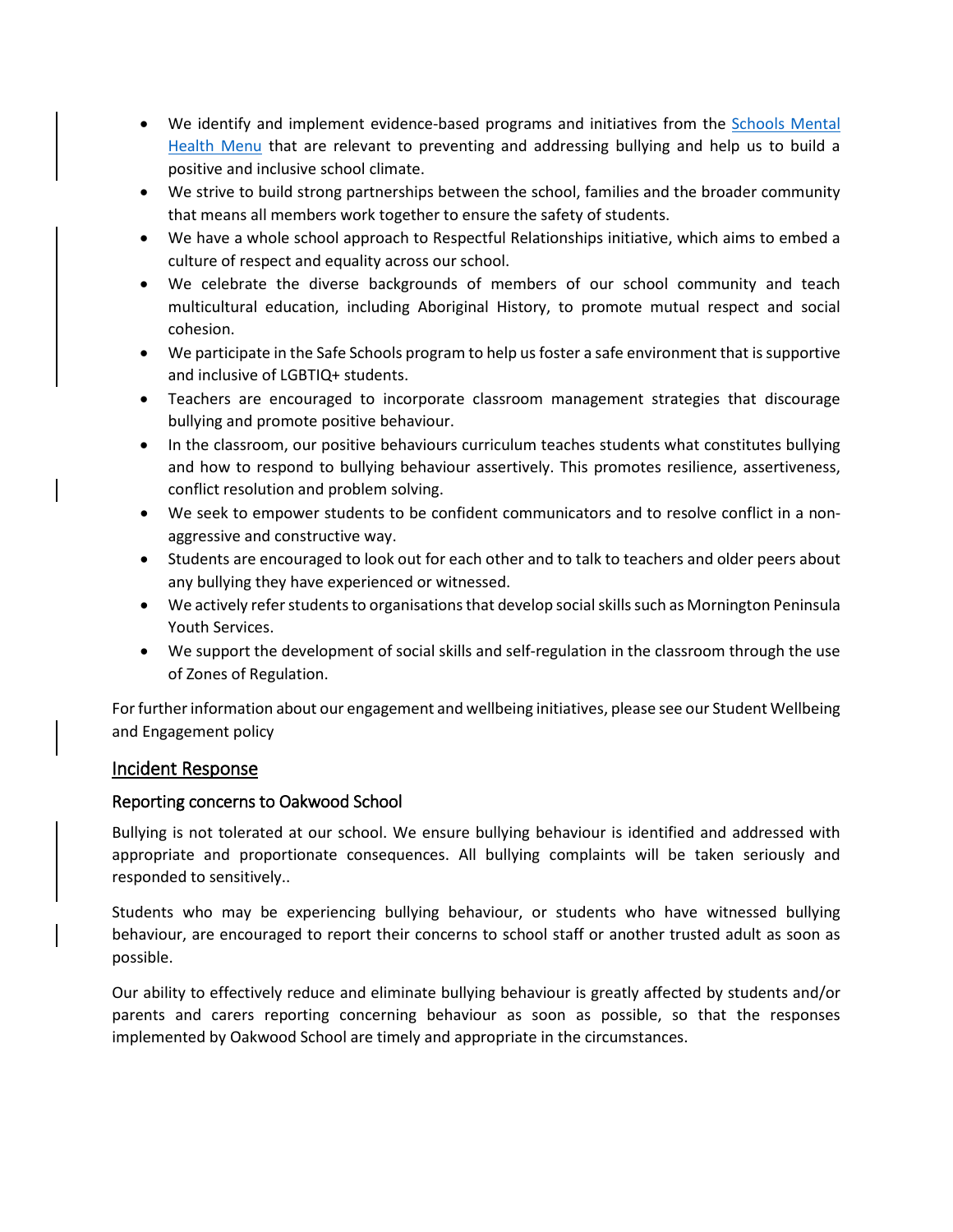- We identify and implement evidence-based programs and initiatives from the [Schools Mental Health Menu](#) that are relevant to preventing and addressing bullying and help us to build a positive and inclusive school climate.
- We strive to build strong partnerships between the school, families and the broader community that means all members work together to ensure the safety of students.
- We have a whole school approach to Respectful Relationships initiative, which aims to embed a culture of respect and equality across our school.
- We celebrate the diverse backgrounds of members of our school community and teach multicultural education, including Aboriginal History, to promote mutual respect and social cohesion.
- We participate in the Safe Schools program to help us foster a safe environment that is supportive and inclusive of LGBTIQ+ students.
- Teachers are encouraged to incorporate classroom management strategies that discourage bullying and promote positive behaviour.
- In the classroom, our positive behaviours curriculum teaches students what constitutes bullying and how to respond to bullying behaviour assertively. This promotes resilience, assertiveness, conflict resolution and problem solving.
- We seek to empower students to be confident communicators and to resolve conflict in a non-aggressive and constructive way.
- Students are encouraged to look out for each other and to talk to teachers and older peers about any bullying they have experienced or witnessed.
- We actively refer students to organisations that develop social skills such as Mornington Peninsula Youth Services.
- We support the development of social skills and self-regulation in the classroom through the use of Zones of Regulation.

For further information about our engagement and wellbeing initiatives, please see our Student Wellbeing and Engagement policy

## Incident Response

### Reporting concerns to Oakwood School

Bullying is not tolerated at our school. We ensure bullying behaviour is identified and addressed with appropriate and proportionate consequences. All bullying complaints will be taken seriously and responded to sensitively..

Students who may be experiencing bullying behaviour, or students who have witnessed bullying behaviour, are encouraged to report their concerns to school staff or another trusted adult as soon as possible.

Our ability to effectively reduce and eliminate bullying behaviour is greatly affected by students and/or parents and carers reporting concerning behaviour as soon as possible, so that the responses implemented by Oakwood School are timely and appropriate in the circumstances.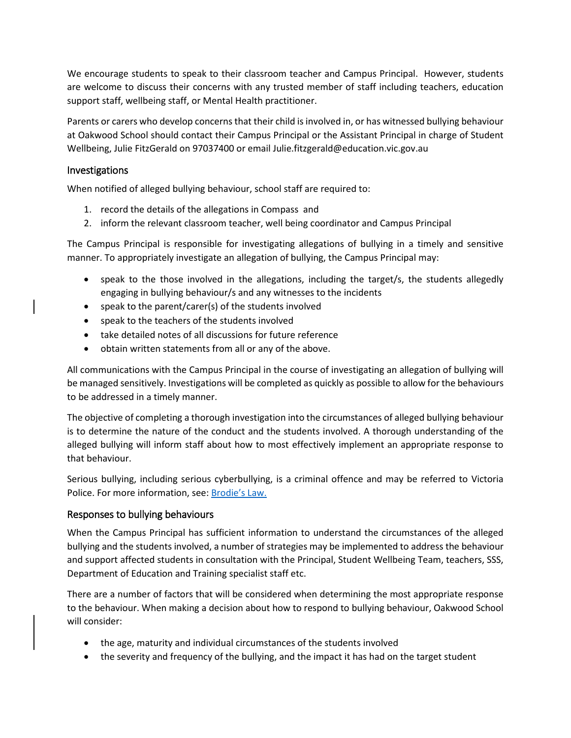We encourage students to speak to their classroom teacher and Campus Principal. However, students are welcome to discuss their concerns with any trusted member of staff including teachers, education support staff, wellbeing staff, or Mental Health practitioner.

Parents or carers who develop concerns that their child is involved in, or has witnessed bullying behaviour at Oakwood School should contact their Campus Principal or the Assistant Principal in charge of Student Wellbeing, Julie FitzGerald on 97037400 or email Julie.fitzgerald@education.vic.gov.au

## Investigations

When notified of alleged bullying behaviour, school staff are required to:

1. record the details of the allegations in Compass and
2. inform the relevant classroom teacher, well being coordinator and Campus Principal

The Campus Principal is responsible for investigating allegations of bullying in a timely and sensitive manner. To appropriately investigate an allegation of bullying, the Campus Principal may:

- speak to the those involved in the allegations, including the target/s, the students allegedly engaging in bullying behaviour/s and any witnesses to the incidents
- speak to the parent/carer(s) of the students involved
- speak to the teachers of the students involved
- take detailed notes of all discussions for future reference
- obtain written statements from all or any of the above.

All communications with the Campus Principal in the course of investigating an allegation of bullying will be managed sensitively. Investigations will be completed as quickly as possible to allow for the behaviours to be addressed in a timely manner.

The objective of completing a thorough investigation into the circumstances of alleged bullying behaviour is to determine the nature of the conduct and the students involved. A thorough understanding of the alleged bullying will inform staff about how to most effectively implement an appropriate response to that behaviour.

Serious bullying, including serious cyberbullying, is a criminal offence and may be referred to Victoria Police. For more information, see: [Brodie's Law.](#)

## Responses to bullying behaviours

When the Campus Principal has sufficient information to understand the circumstances of the alleged bullying and the students involved, a number of strategies may be implemented to address the behaviour and support affected students in consultation with the Principal, Student Wellbeing Team, teachers, SSS, Department of Education and Training specialist staff etc.

There are a number of factors that will be considered when determining the most appropriate response to the behaviour. When making a decision about how to respond to bullying behaviour, Oakwood School will consider:

- the age, maturity and individual circumstances of the students involved
- the severity and frequency of the bullying, and the impact it has had on the target student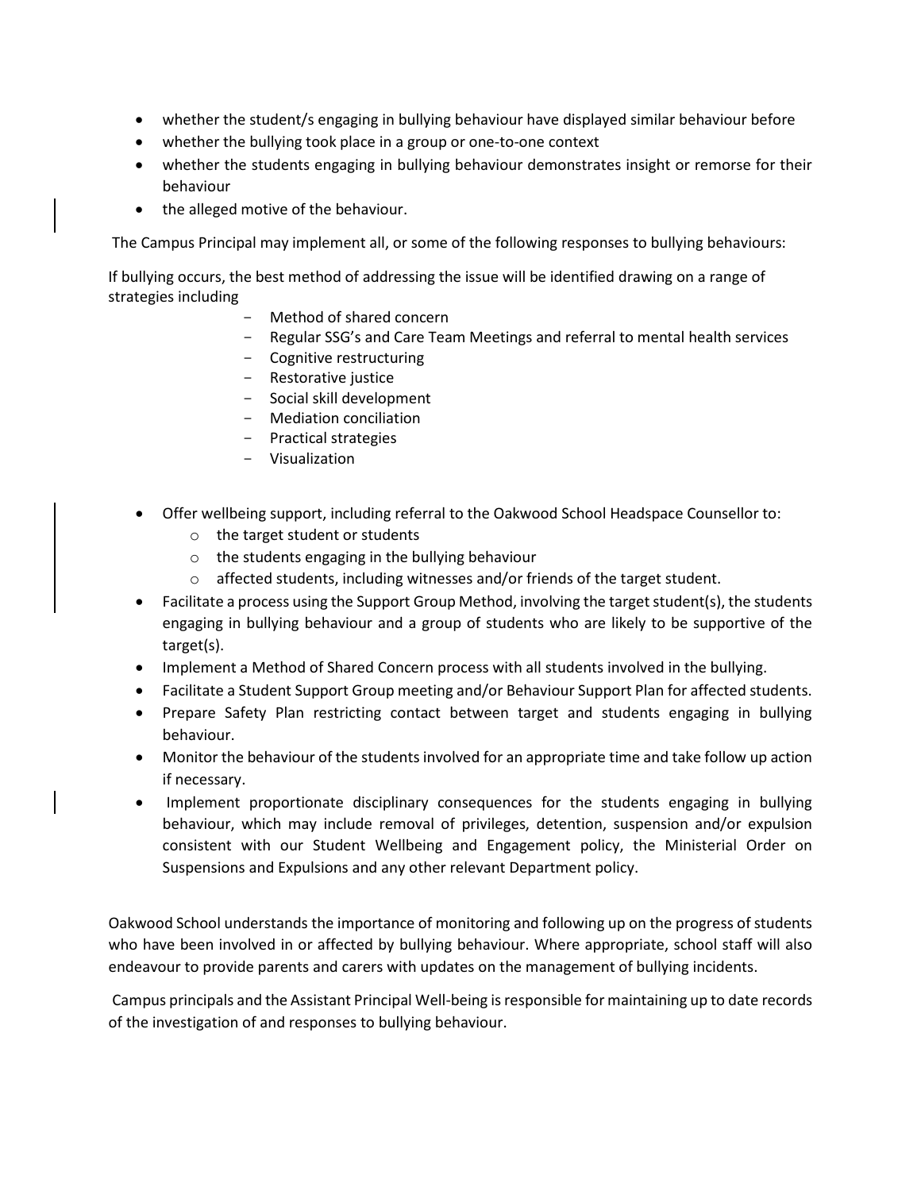- whether the student/s engaging in bullying behaviour have displayed similar behaviour before
- whether the bullying took place in a group or one-to-one context
- whether the students engaging in bullying behaviour demonstrates insight or remorse for their behaviour
- the alleged motive of the behaviour.

The Campus Principal may implement all, or some of the following responses to bullying behaviours:

If bullying occurs, the best method of addressing the issue will be identified drawing on a range of strategies including

- Method of shared concern
- Regular SSG's and Care Team Meetings and referral to mental health services
- Cognitive restructuring
- Restorative justice
- Social skill development
- Mediation conciliation
- Practical strategies
- Visualization

- Offer wellbeing support, including referral to the Oakwood School Headspace Counsellor to:
  - the target student or students
  - the students engaging in the bullying behaviour
  - affected students, including witnesses and/or friends of the target student.
- Facilitate a process using the Support Group Method, involving the target student(s), the students engaging in bullying behaviour and a group of students who are likely to be supportive of the target(s).
- Implement a Method of Shared Concern process with all students involved in the bullying.
- Facilitate a Student Support Group meeting and/or Behaviour Support Plan for affected students.
- Prepare Safety Plan restricting contact between target and students engaging in bullying behaviour.
- Monitor the behaviour of the students involved for an appropriate time and take follow up action if necessary.
- Implement proportionate disciplinary consequences for the students engaging in bullying behaviour, which may include removal of privileges, detention, suspension and/or expulsion consistent with our Student Wellbeing and Engagement policy, the Ministerial Order on Suspensions and Expulsions and any other relevant Department policy.

Oakwood School understands the importance of monitoring and following up on the progress of students who have been involved in or affected by bullying behaviour. Where appropriate, school staff will also endeavour to provide parents and carers with updates on the management of bullying incidents.

Campus principals and the Assistant Principal Well-being is responsible for maintaining up to date records of the investigation of and responses to bullying behaviour.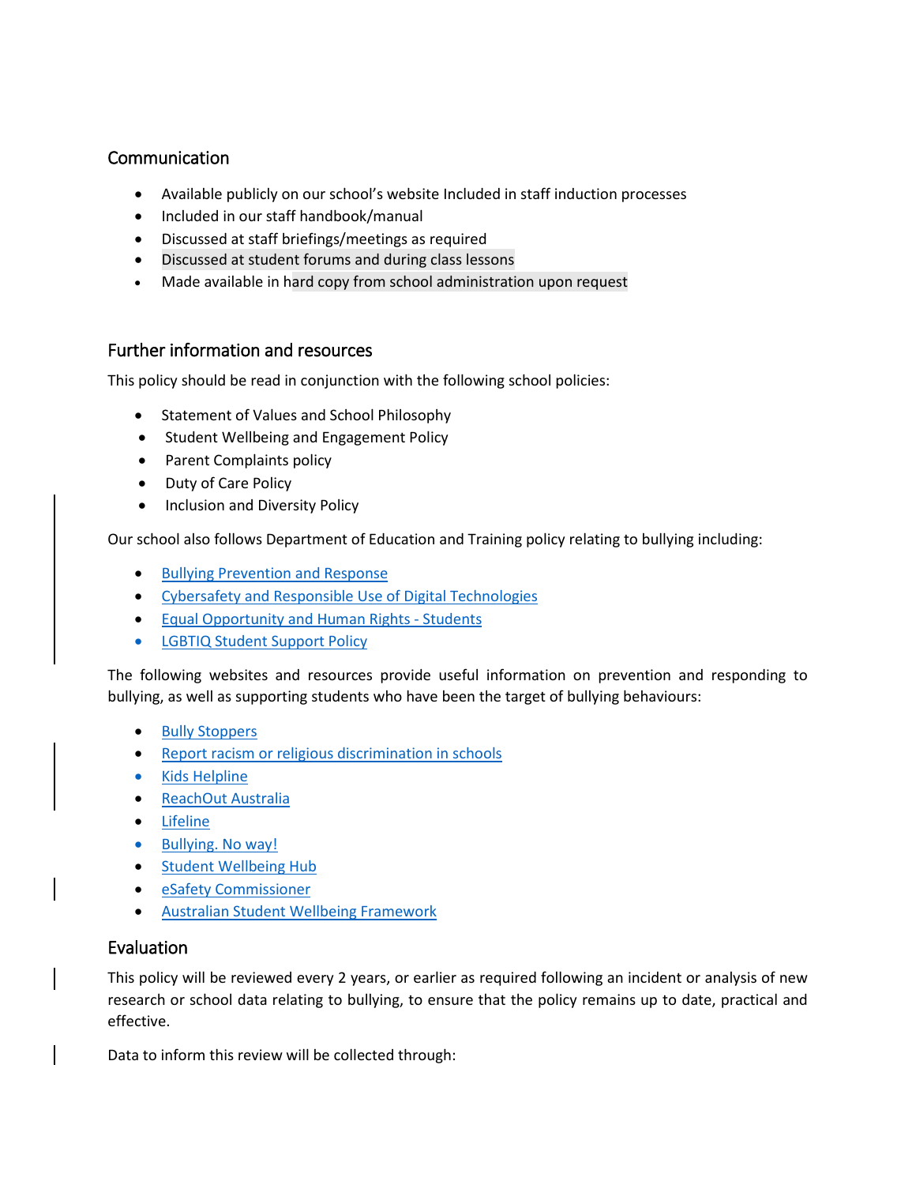## Communication

- Available publicly on our school's website Included in staff induction processes
- Included in our staff handbook/manual
- Discussed at staff briefings/meetings as required
- Discussed at student forums and during class lessons
- Made available in hard copy from school administration upon request

## Further information and resources

This policy should be read in conjunction with the following school policies:

- Statement of Values and School Philosophy
- Student Wellbeing and Engagement Policy
- Parent Complaints policy
- Duty of Care Policy
- Inclusion and Diversity Policy

Our school also follows Department of Education and Training policy relating to bullying including:

- Bullying Prevention and Response
- Cybersafety and Responsible Use of Digital Technologies
- Equal Opportunity and Human Rights - Students
- LGBTIQ Student Support Policy

The following websites and resources provide useful information on prevention and responding to bullying, as well as supporting students who have been the target of bullying behaviours:

- Bully Stoppers
- Report racism or religious discrimination in schools
- Kids Helpline
- ReachOut Australia
- Lifeline
- Bullying. No way!
- Student Wellbeing Hub
- eSafety Commissioner
- Australian Student Wellbeing Framework

## Evaluation

This policy will be reviewed every 2 years, or earlier as required following an incident or analysis of new research or school data relating to bullying, to ensure that the policy remains up to date, practical and effective.

Data to inform this review will be collected through: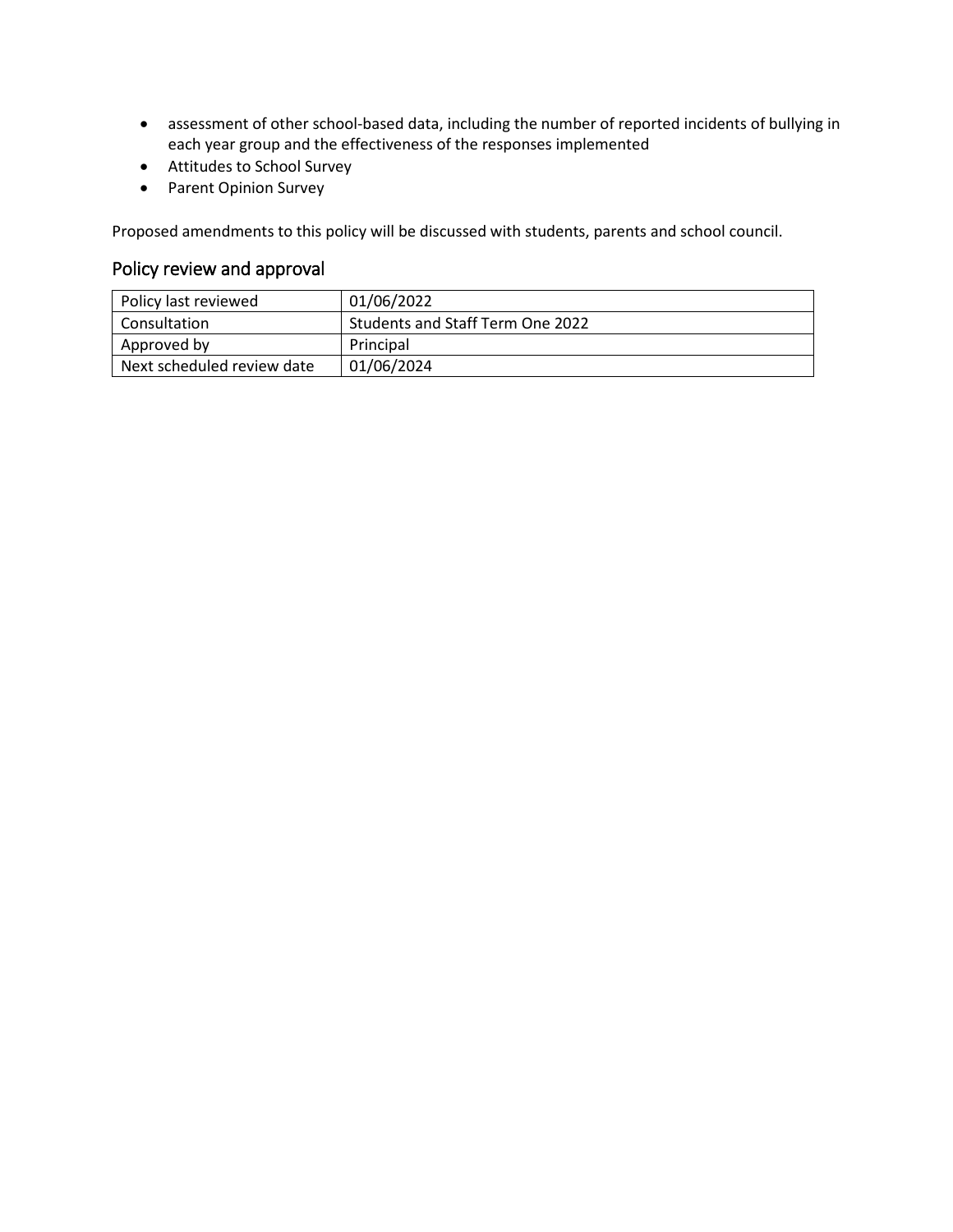- assessment of other school-based data, including the number of reported incidents of bullying in each year group and the effectiveness of the responses implemented
- Attitudes to School Survey
- Parent Opinion Survey

Proposed amendments to this policy will be discussed with students, parents and school council.

## Policy review and approval

| | |
|---|---|
| Policy last reviewed | 01/06/2022 |
| Consultation | Students and Staff Term One 2022 |
| Approved by | Principal |
| Next scheduled review date | 01/06/2024 |